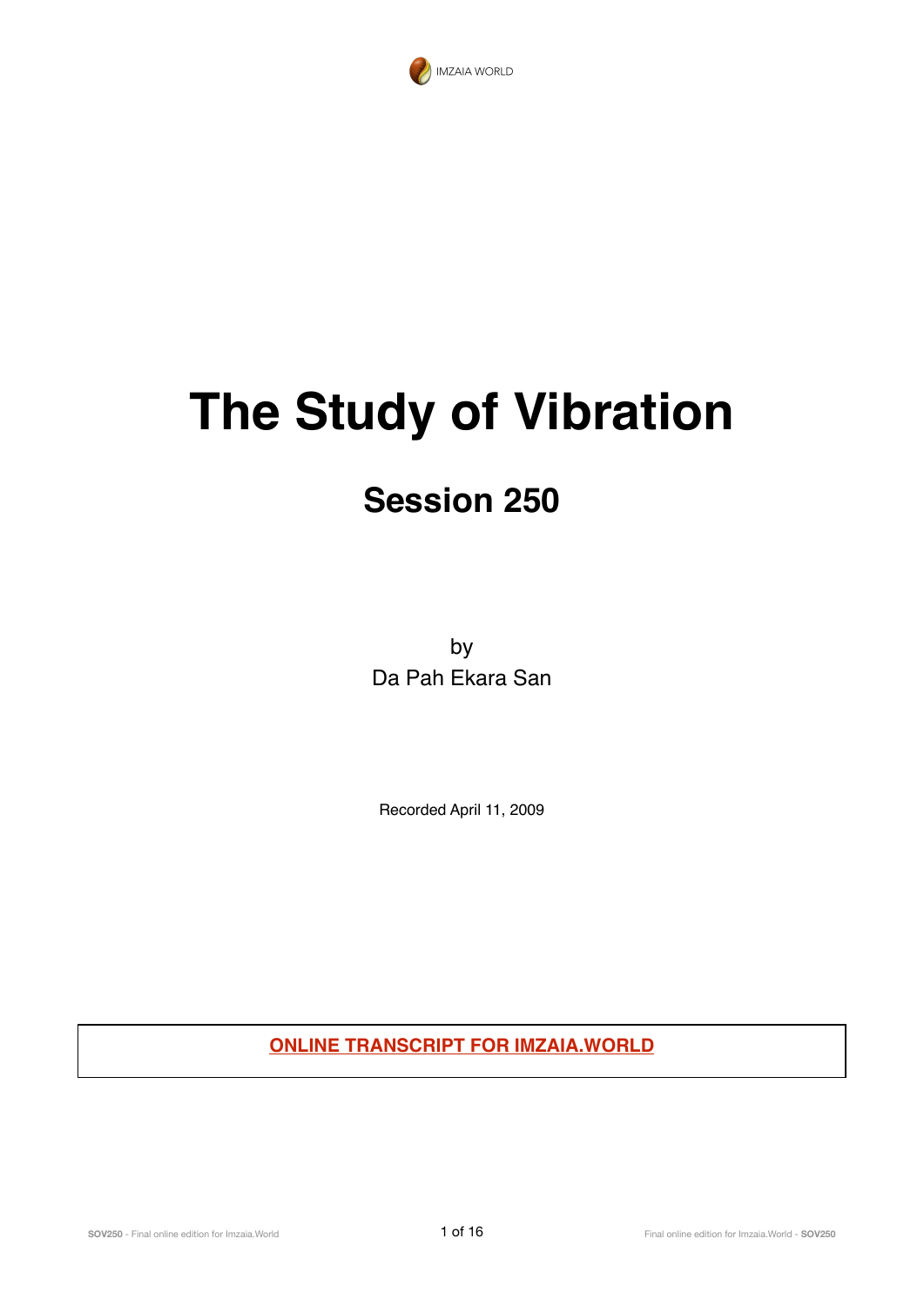IMZAIA WORLD

# The Study of Vibration

## Session 250

by
Da Pah Ekara San

Recorded April 11, 2009

**ONLINE TRANSCRIPT FOR IMZAIA.WORLD**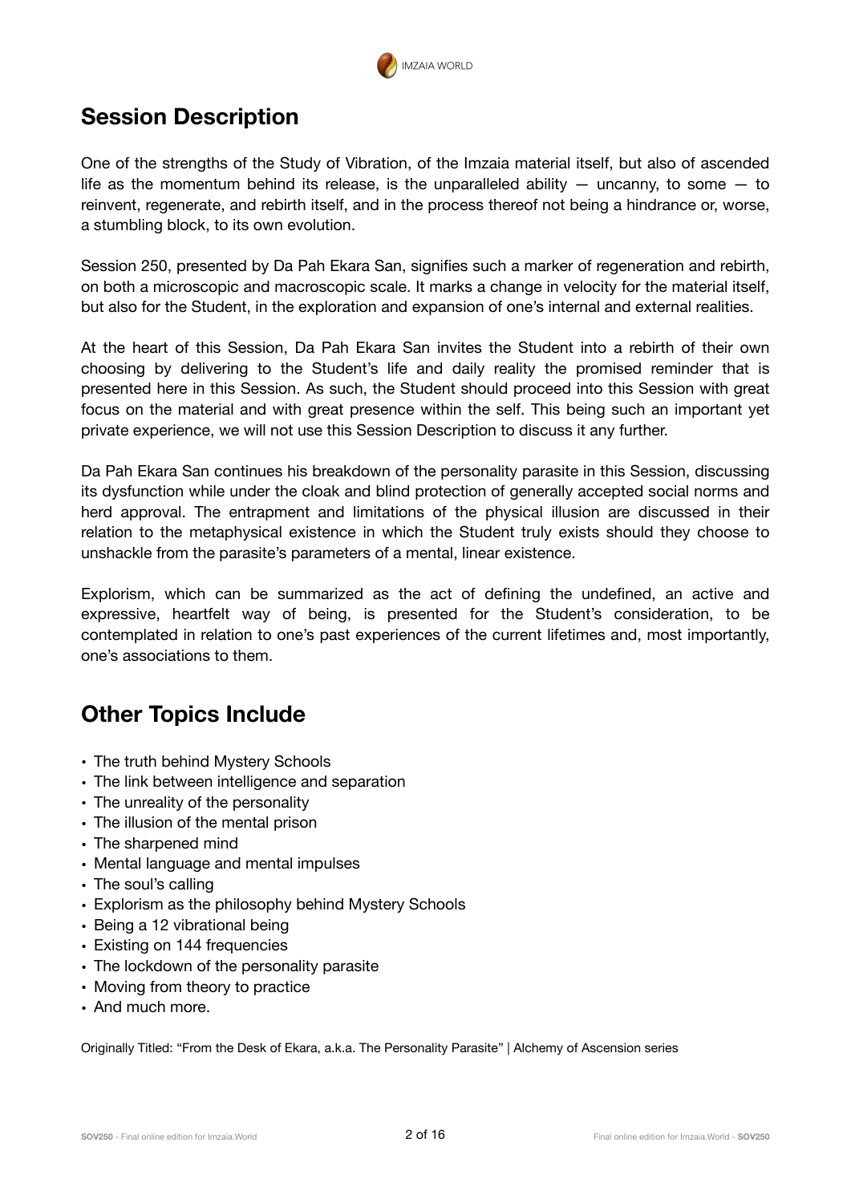## Session Description

One of the strengths of the Study of Vibration, of the Imzaia material itself, but also of ascended life as the momentum behind its release, is the unparalleled ability — uncanny, to some — to reinvent, regenerate, and rebirth itself, and in the process thereof not being a hindrance or, worse, a stumbling block, to its own evolution.

Session 250, presented by Da Pah Ekara San, signifies such a marker of regeneration and rebirth, on both a microscopic and macroscopic scale. It marks a change in velocity for the material itself, but also for the Student, in the exploration and expansion of one's internal and external realities.

At the heart of this Session, Da Pah Ekara San invites the Student into a rebirth of their own choosing by delivering to the Student's life and daily reality the promised reminder that is presented here in this Session. As such, the Student should proceed into this Session with great focus on the material and with great presence within the self. This being such an important yet private experience, we will not use this Session Description to discuss it any further.

Da Pah Ekara San continues his breakdown of the personality parasite in this Session, discussing its dysfunction while under the cloak and blind protection of generally accepted social norms and herd approval. The entrapment and limitations of the physical illusion are discussed in their relation to the metaphysical existence in which the Student truly exists should they choose to unshackle from the parasite's parameters of a mental, linear existence.

Explorism, which can be summarized as the act of defining the undefined, an active and expressive, heartfelt way of being, is presented for the Student's consideration, to be contemplated in relation to one's past experiences of the current lifetimes and, most importantly, one's associations to them.

## Other Topics Include

- The truth behind Mystery Schools
- The link between intelligence and separation
- The unreality of the personality
- The illusion of the mental prison
- The sharpened mind
- Mental language and mental impulses
- The soul's calling
- Explorism as the philosophy behind Mystery Schools
- Being a 12 vibrational being
- Existing on 144 frequencies
- The lockdown of the personality parasite
- Moving from theory to practice
- And much more.

Originally Titled: "From the Desk of Ekara, a.k.a. The Personality Parasite" | Alchemy of Ascension series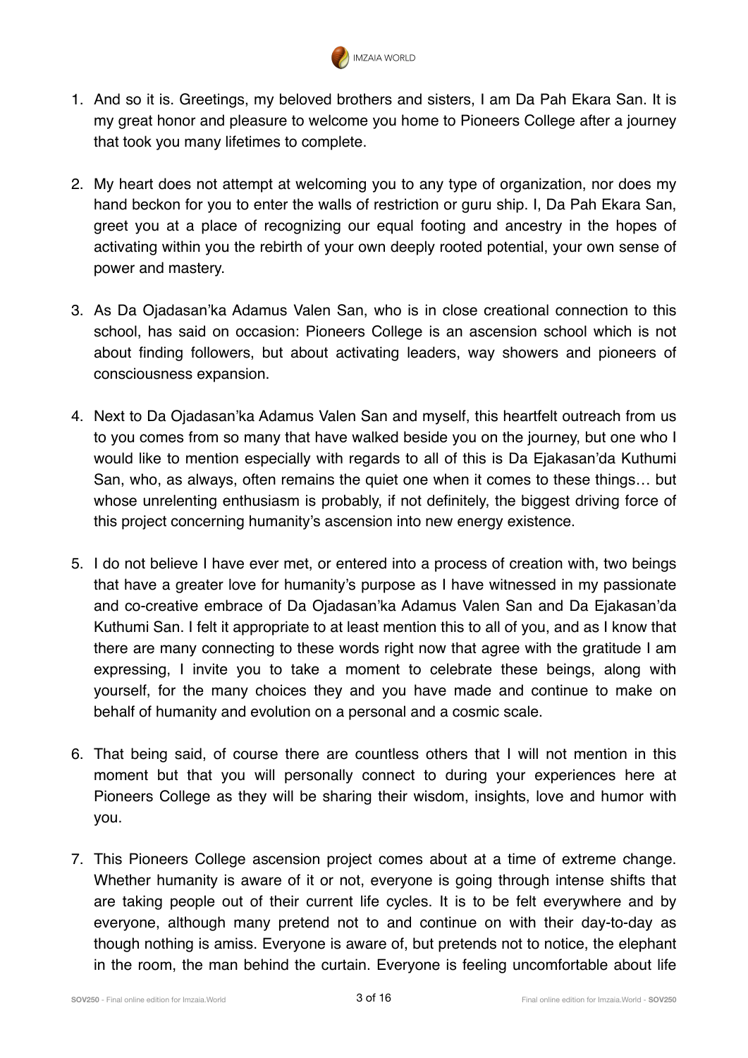1. And so it is. Greetings, my beloved brothers and sisters, I am Da Pah Ekara San. It is my great honor and pleasure to welcome you home to Pioneers College after a journey that took you many lifetimes to complete.

2. My heart does not attempt at welcoming you to any type of organization, nor does my hand beckon for you to enter the walls of restriction or guru ship. I, Da Pah Ekara San, greet you at a place of recognizing our equal footing and ancestry in the hopes of activating within you the rebirth of your own deeply rooted potential, your own sense of power and mastery.

3. As Da Ojadasan'ka Adamus Valen San, who is in close creational connection to this school, has said on occasion: Pioneers College is an ascension school which is not about finding followers, but about activating leaders, way showers and pioneers of consciousness expansion.

4. Next to Da Ojadasan'ka Adamus Valen San and myself, this heartfelt outreach from us to you comes from so many that have walked beside you on the journey, but one who I would like to mention especially with regards to all of this is Da Ejakasan'da Kuthumi San, who, as always, often remains the quiet one when it comes to these things… but whose unrelenting enthusiasm is probably, if not definitely, the biggest driving force of this project concerning humanity's ascension into new energy existence.

5. I do not believe I have ever met, or entered into a process of creation with, two beings that have a greater love for humanity's purpose as I have witnessed in my passionate and co-creative embrace of Da Ojadasan'ka Adamus Valen San and Da Ejakasan'da Kuthumi San. I felt it appropriate to at least mention this to all of you, and as I know that there are many connecting to these words right now that agree with the gratitude I am expressing, I invite you to take a moment to celebrate these beings, along with yourself, for the many choices they and you have made and continue to make on behalf of humanity and evolution on a personal and a cosmic scale.

6. That being said, of course there are countless others that I will not mention in this moment but that you will personally connect to during your experiences here at Pioneers College as they will be sharing their wisdom, insights, love and humor with you.

7. This Pioneers College ascension project comes about at a time of extreme change. Whether humanity is aware of it or not, everyone is going through intense shifts that are taking people out of their current life cycles. It is to be felt everywhere and by everyone, although many pretend not to and continue on with their day-to-day as though nothing is amiss. Everyone is aware of, but pretends not to notice, the elephant in the room, the man behind the curtain. Everyone is feeling uncomfortable about life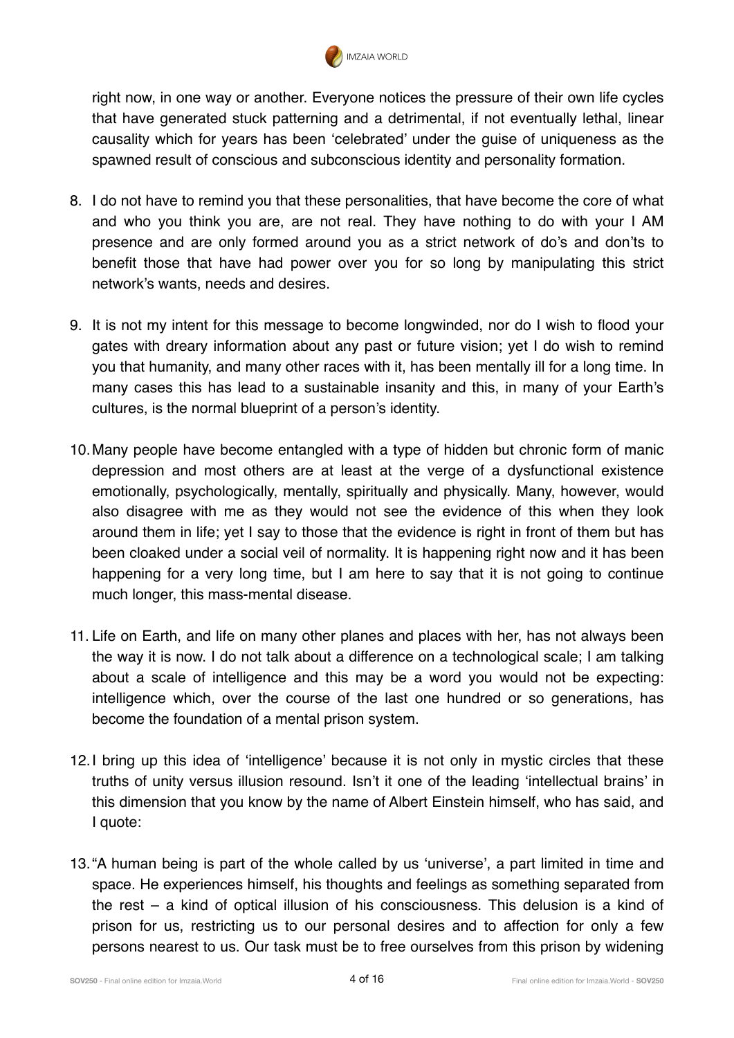right now, in one way or another. Everyone notices the pressure of their own life cycles that have generated stuck patterning and a detrimental, if not eventually lethal, linear causality which for years has been 'celebrated' under the guise of uniqueness as the spawned result of conscious and subconscious identity and personality formation.

8. I do not have to remind you that these personalities, that have become the core of what and who you think you are, are not real. They have nothing to do with your I AM presence and are only formed around you as a strict network of do's and don'ts to benefit those that have had power over you for so long by manipulating this strict network's wants, needs and desires.

9. It is not my intent for this message to become longwinded, nor do I wish to flood your gates with dreary information about any past or future vision; yet I do wish to remind you that humanity, and many other races with it, has been mentally ill for a long time. In many cases this has lead to a sustainable insanity and this, in many of your Earth's cultures, is the normal blueprint of a person's identity.

10. Many people have become entangled with a type of hidden but chronic form of manic depression and most others are at least at the verge of a dysfunctional existence emotionally, psychologically, mentally, spiritually and physically. Many, however, would also disagree with me as they would not see the evidence of this when they look around them in life; yet I say to those that the evidence is right in front of them but has been cloaked under a social veil of normality. It is happening right now and it has been happening for a very long time, but I am here to say that it is not going to continue much longer, this mass-mental disease.

11. Life on Earth, and life on many other planes and places with her, has not always been the way it is now. I do not talk about a difference on a technological scale; I am talking about a scale of intelligence and this may be a word you would not be expecting: intelligence which, over the course of the last one hundred or so generations, has become the foundation of a mental prison system.

12. I bring up this idea of 'intelligence' because it is not only in mystic circles that these truths of unity versus illusion resound. Isn't it one of the leading 'intellectual brains' in this dimension that you know by the name of Albert Einstein himself, who has said, and I quote:

13. "A human being is part of the whole called by us 'universe', a part limited in time and space. He experiences himself, his thoughts and feelings as something separated from the rest – a kind of optical illusion of his consciousness. This delusion is a kind of prison for us, restricting us to our personal desires and to affection for only a few persons nearest to us. Our task must be to free ourselves from this prison by widening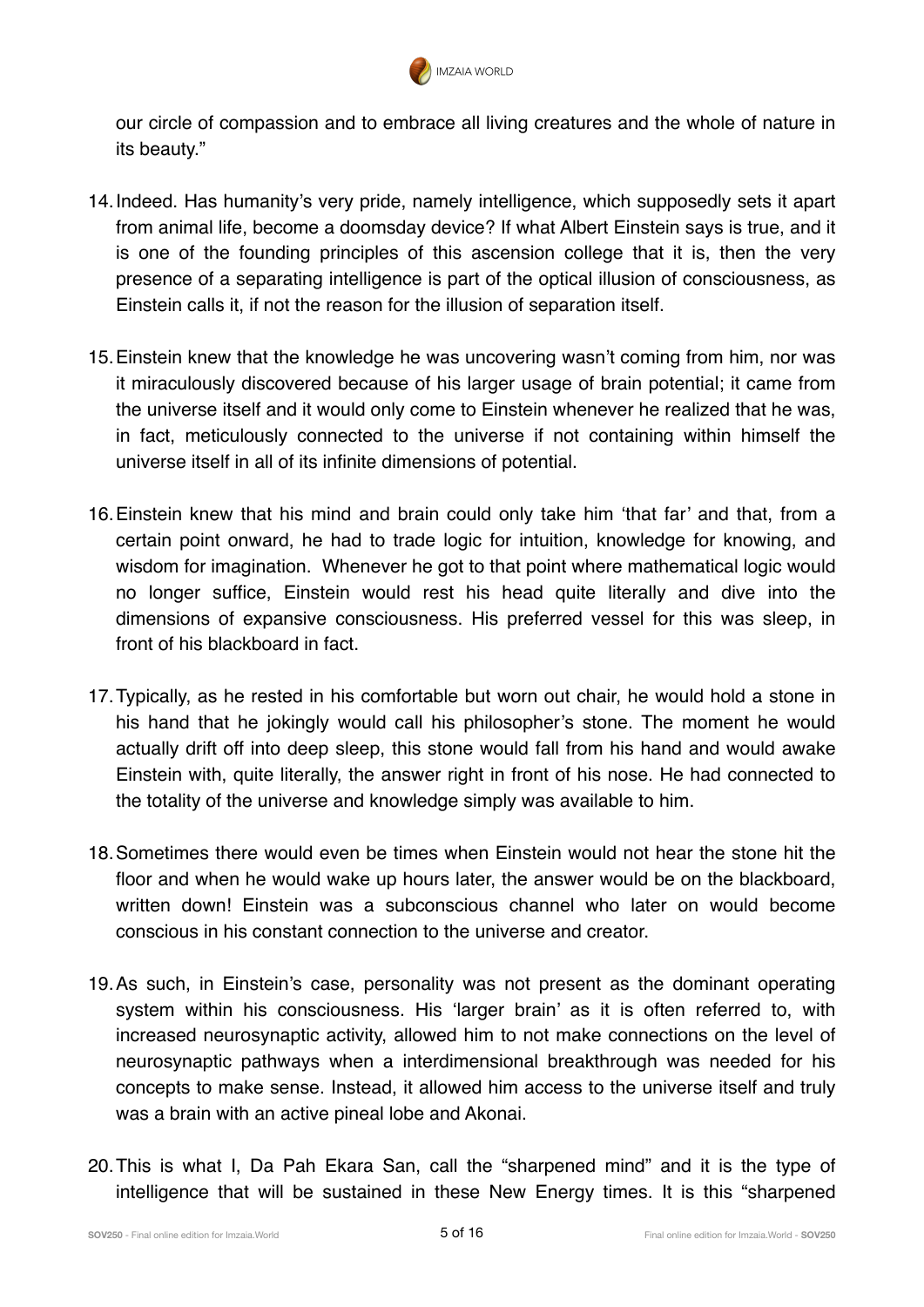our circle of compassion and to embrace all living creatures and the whole of nature in its beauty."

14. Indeed. Has humanity's very pride, namely intelligence, which supposedly sets it apart from animal life, become a doomsday device? If what Albert Einstein says is true, and it is one of the founding principles of this ascension college that it is, then the very presence of a separating intelligence is part of the optical illusion of consciousness, as Einstein calls it, if not the reason for the illusion of separation itself.

15. Einstein knew that the knowledge he was uncovering wasn't coming from him, nor was it miraculously discovered because of his larger usage of brain potential; it came from the universe itself and it would only come to Einstein whenever he realized that he was, in fact, meticulously connected to the universe if not containing within himself the universe itself in all of its infinite dimensions of potential.

16. Einstein knew that his mind and brain could only take him 'that far' and that, from a certain point onward, he had to trade logic for intuition, knowledge for knowing, and wisdom for imagination. Whenever he got to that point where mathematical logic would no longer suffice, Einstein would rest his head quite literally and dive into the dimensions of expansive consciousness. His preferred vessel for this was sleep, in front of his blackboard in fact.

17. Typically, as he rested in his comfortable but worn out chair, he would hold a stone in his hand that he jokingly would call his philosopher's stone. The moment he would actually drift off into deep sleep, this stone would fall from his hand and would awake Einstein with, quite literally, the answer right in front of his nose. He had connected to the totality of the universe and knowledge simply was available to him.

18. Sometimes there would even be times when Einstein would not hear the stone hit the floor and when he would wake up hours later, the answer would be on the blackboard, written down! Einstein was a subconscious channel who later on would become conscious in his constant connection to the universe and creator.

19. As such, in Einstein's case, personality was not present as the dominant operating system within his consciousness. His 'larger brain' as it is often referred to, with increased neurosynaptic activity, allowed him to not make connections on the level of neurosynaptic pathways when a interdimensional breakthrough was needed for his concepts to make sense. Instead, it allowed him access to the universe itself and truly was a brain with an active pineal lobe and Akonai.

20. This is what I, Da Pah Ekara San, call the "sharpened mind" and it is the type of intelligence that will be sustained in these New Energy times. It is this "sharpened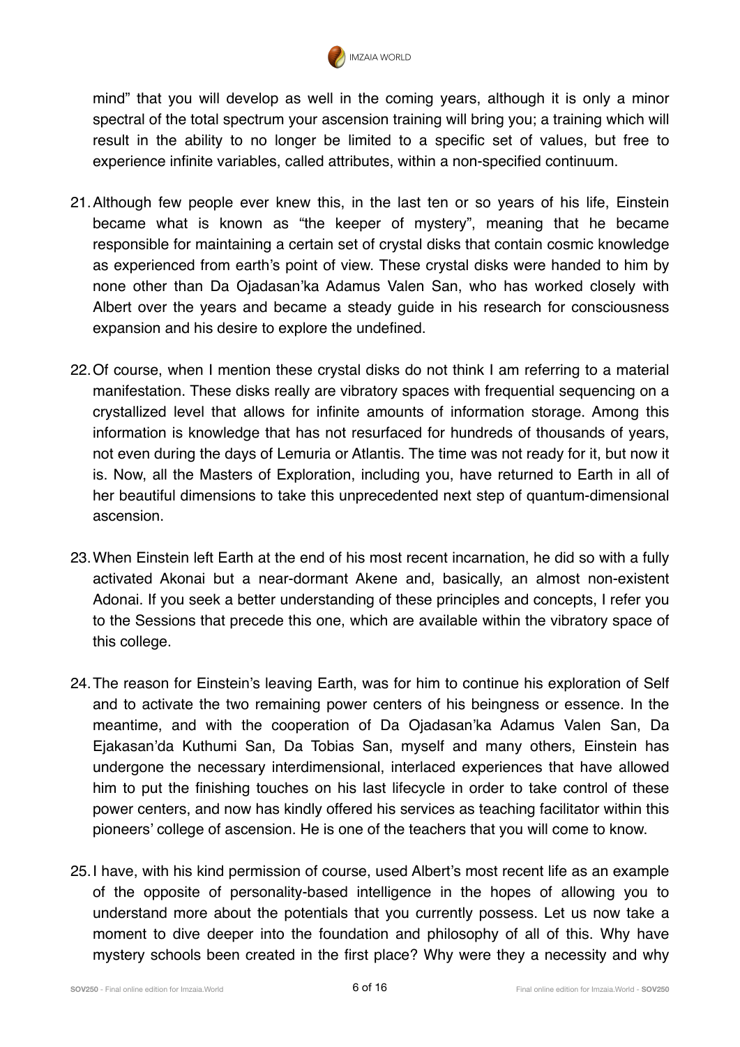mind" that you will develop as well in the coming years, although it is only a minor spectral of the total spectrum your ascension training will bring you; a training which will result in the ability to no longer be limited to a specific set of values, but free to experience infinite variables, called attributes, within a non-specified continuum.

21. Although few people ever knew this, in the last ten or so years of his life, Einstein became what is known as "the keeper of mystery", meaning that he became responsible for maintaining a certain set of crystal disks that contain cosmic knowledge as experienced from earth's point of view. These crystal disks were handed to him by none other than Da Ojadasan'ka Adamus Valen San, who has worked closely with Albert over the years and became a steady guide in his research for consciousness expansion and his desire to explore the undefined.

22. Of course, when I mention these crystal disks do not think I am referring to a material manifestation. These disks really are vibratory spaces with frequential sequencing on a crystallized level that allows for infinite amounts of information storage. Among this information is knowledge that has not resurfaced for hundreds of thousands of years, not even during the days of Lemuria or Atlantis. The time was not ready for it, but now it is. Now, all the Masters of Exploration, including you, have returned to Earth in all of her beautiful dimensions to take this unprecedented next step of quantum-dimensional ascension.

23. When Einstein left Earth at the end of his most recent incarnation, he did so with a fully activated Akonai but a near-dormant Akene and, basically, an almost non-existent Adonai. If you seek a better understanding of these principles and concepts, I refer you to the Sessions that precede this one, which are available within the vibratory space of this college.

24. The reason for Einstein's leaving Earth, was for him to continue his exploration of Self and to activate the two remaining power centers of his beingness or essence. In the meantime, and with the cooperation of Da Ojadasan'ka Adamus Valen San, Da Ejakasan'da Kuthumi San, Da Tobias San, myself and many others, Einstein has undergone the necessary interdimensional, interlaced experiences that have allowed him to put the finishing touches on his last lifecycle in order to take control of these power centers, and now has kindly offered his services as teaching facilitator within this pioneers' college of ascension. He is one of the teachers that you will come to know.

25. I have, with his kind permission of course, used Albert's most recent life as an example of the opposite of personality-based intelligence in the hopes of allowing you to understand more about the potentials that you currently possess. Let us now take a moment to dive deeper into the foundation and philosophy of all of this. Why have mystery schools been created in the first place? Why were they a necessity and why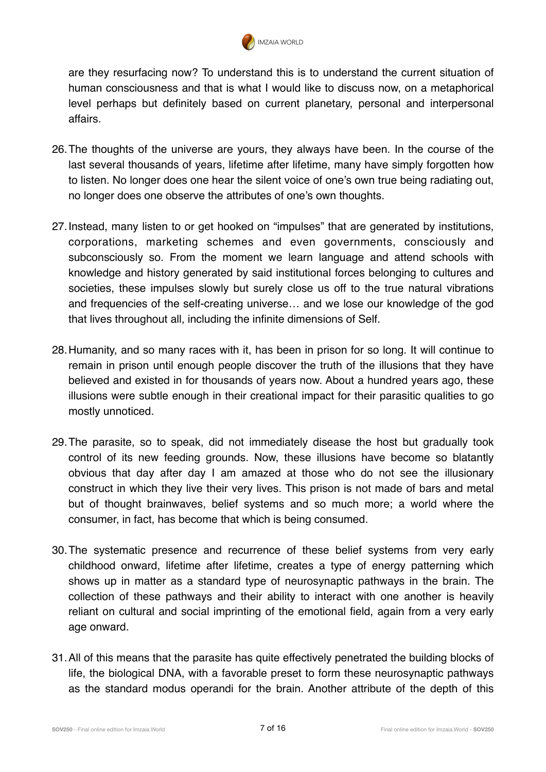are they resurfacing now? To understand this is to understand the current situation of human consciousness and that is what I would like to discuss now, on a metaphorical level perhaps but definitely based on current planetary, personal and interpersonal affairs.

26. The thoughts of the universe are yours, they always have been. In the course of the last several thousands of years, lifetime after lifetime, many have simply forgotten how to listen. No longer does one hear the silent voice of one's own true being radiating out, no longer does one observe the attributes of one's own thoughts.

27. Instead, many listen to or get hooked on "impulses" that are generated by institutions, corporations, marketing schemes and even governments, consciously and subconsciously so. From the moment we learn language and attend schools with knowledge and history generated by said institutional forces belonging to cultures and societies, these impulses slowly but surely close us off to the true natural vibrations and frequencies of the self-creating universe… and we lose our knowledge of the god that lives throughout all, including the infinite dimensions of Self.

28. Humanity, and so many races with it, has been in prison for so long. It will continue to remain in prison until enough people discover the truth of the illusions that they have believed and existed in for thousands of years now. About a hundred years ago, these illusions were subtle enough in their creational impact for their parasitic qualities to go mostly unnoticed.

29. The parasite, so to speak, did not immediately disease the host but gradually took control of its new feeding grounds. Now, these illusions have become so blatantly obvious that day after day I am amazed at those who do not see the illusionary construct in which they live their very lives. This prison is not made of bars and metal but of thought brainwaves, belief systems and so much more; a world where the consumer, in fact, has become that which is being consumed.

30. The systematic presence and recurrence of these belief systems from very early childhood onward, lifetime after lifetime, creates a type of energy patterning which shows up in matter as a standard type of neurosynaptic pathways in the brain. The collection of these pathways and their ability to interact with one another is heavily reliant on cultural and social imprinting of the emotional field, again from a very early age onward.

31. All of this means that the parasite has quite effectively penetrated the building blocks of life, the biological DNA, with a favorable preset to form these neurosynaptic pathways as the standard modus operandi for the brain. Another attribute of the depth of this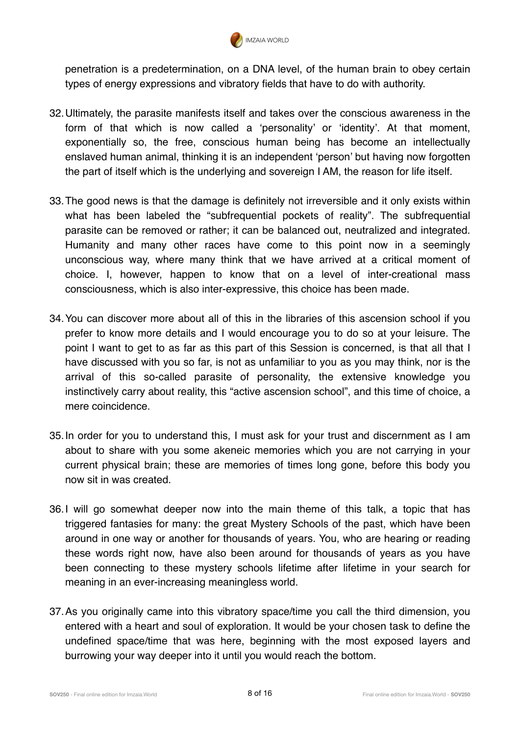penetration is a predetermination, on a DNA level, of the human brain to obey certain types of energy expressions and vibratory fields that have to do with authority.

32. Ultimately, the parasite manifests itself and takes over the conscious awareness in the form of that which is now called a 'personality' or 'identity'. At that moment, exponentially so, the free, conscious human being has become an intellectually enslaved human animal, thinking it is an independent 'person' but having now forgotten the part of itself which is the underlying and sovereign I AM, the reason for life itself.

33. The good news is that the damage is definitely not irreversible and it only exists within what has been labeled the "subfrequential pockets of reality". The subfrequential parasite can be removed or rather; it can be balanced out, neutralized and integrated. Humanity and many other races have come to this point now in a seemingly unconscious way, where many think that we have arrived at a critical moment of choice. I, however, happen to know that on a level of inter-creational mass consciousness, which is also inter-expressive, this choice has been made.

34. You can discover more about all of this in the libraries of this ascension school if you prefer to know more details and I would encourage you to do so at your leisure. The point I want to get to as far as this part of this Session is concerned, is that all that I have discussed with you so far, is not as unfamiliar to you as you may think, nor is the arrival of this so-called parasite of personality, the extensive knowledge you instinctively carry about reality, this "active ascension school", and this time of choice, a mere coincidence.

35. In order for you to understand this, I must ask for your trust and discernment as I am about to share with you some akeneic memories which you are not carrying in your current physical brain; these are memories of times long gone, before this body you now sit in was created.

36. I will go somewhat deeper now into the main theme of this talk, a topic that has triggered fantasies for many: the great Mystery Schools of the past, which have been around in one way or another for thousands of years. You, who are hearing or reading these words right now, have also been around for thousands of years as you have been connecting to these mystery schools lifetime after lifetime in your search for meaning in an ever-increasing meaningless world.

37. As you originally came into this vibratory space/time you call the third dimension, you entered with a heart and soul of exploration. It would be your chosen task to define the undefined space/time that was here, beginning with the most exposed layers and burrowing your way deeper into it until you would reach the bottom.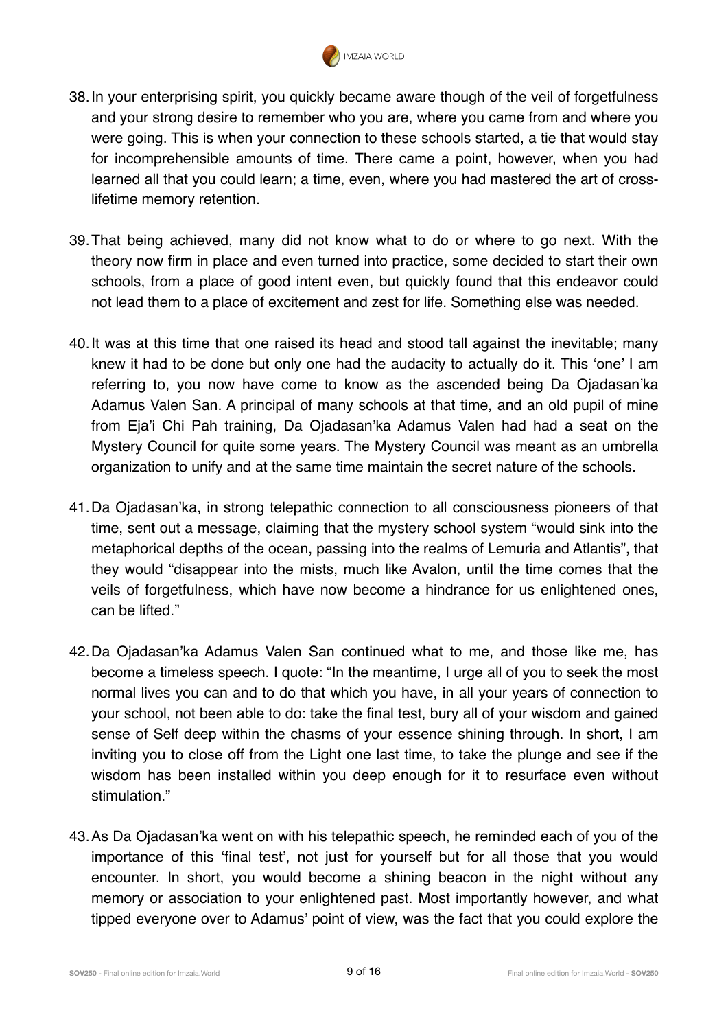38. In your enterprising spirit, you quickly became aware though of the veil of forgetfulness and your strong desire to remember who you are, where you came from and where you were going. This is when your connection to these schools started, a tie that would stay for incomprehensible amounts of time. There came a point, however, when you had learned all that you could learn; a time, even, where you had mastered the art of cross-lifetime memory retention.

39. That being achieved, many did not know what to do or where to go next. With the theory now firm in place and even turned into practice, some decided to start their own schools, from a place of good intent even, but quickly found that this endeavor could not lead them to a place of excitement and zest for life. Something else was needed.

40. It was at this time that one raised its head and stood tall against the inevitable; many knew it had to be done but only one had the audacity to actually do it. This 'one' I am referring to, you now have come to know as the ascended being Da Ojadasan'ka Adamus Valen San. A principal of many schools at that time, and an old pupil of mine from Eja'i Chi Pah training, Da Ojadasan'ka Adamus Valen had had a seat on the Mystery Council for quite some years. The Mystery Council was meant as an umbrella organization to unify and at the same time maintain the secret nature of the schools.

41. Da Ojadasan'ka, in strong telepathic connection to all consciousness pioneers of that time, sent out a message, claiming that the mystery school system "would sink into the metaphorical depths of the ocean, passing into the realms of Lemuria and Atlantis", that they would "disappear into the mists, much like Avalon, until the time comes that the veils of forgetfulness, which have now become a hindrance for us enlightened ones, can be lifted."

42. Da Ojadasan'ka Adamus Valen San continued what to me, and those like me, has become a timeless speech. I quote: "In the meantime, I urge all of you to seek the most normal lives you can and to do that which you have, in all your years of connection to your school, not been able to do: take the final test, bury all of your wisdom and gained sense of Self deep within the chasms of your essence shining through. In short, I am inviting you to close off from the Light one last time, to take the plunge and see if the wisdom has been installed within you deep enough for it to resurface even without stimulation."

43. As Da Ojadasan'ka went on with his telepathic speech, he reminded each of you of the importance of this 'final test', not just for yourself but for all those that you would encounter. In short, you would become a shining beacon in the night without any memory or association to your enlightened past. Most importantly however, and what tipped everyone over to Adamus' point of view, was the fact that you could explore the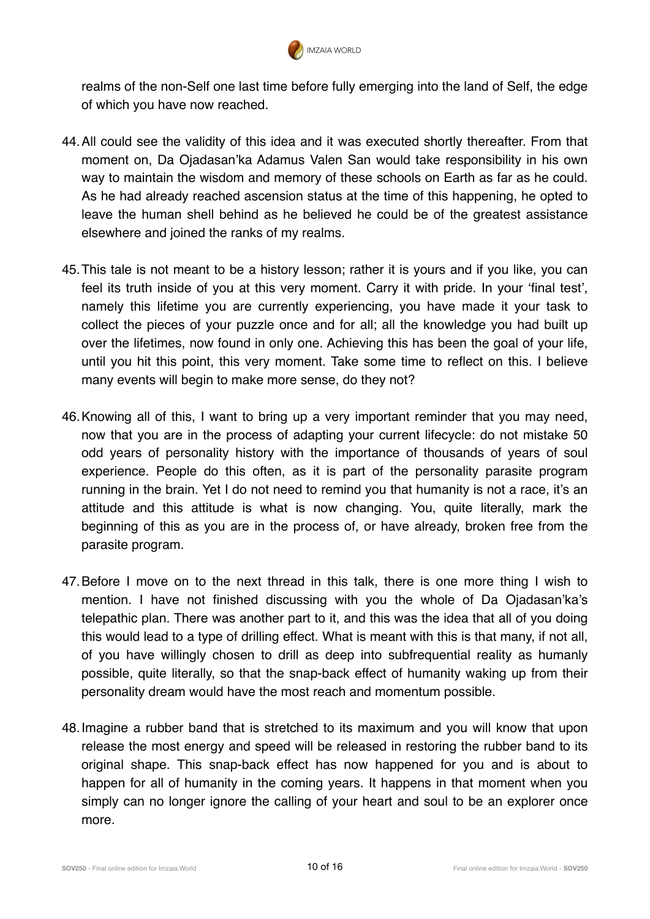realms of the non-Self one last time before fully emerging into the land of Self, the edge of which you have now reached.

44. All could see the validity of this idea and it was executed shortly thereafter. From that moment on, Da Ojadasan'ka Adamus Valen San would take responsibility in his own way to maintain the wisdom and memory of these schools on Earth as far as he could. As he had already reached ascension status at the time of this happening, he opted to leave the human shell behind as he believed he could be of the greatest assistance elsewhere and joined the ranks of my realms.

45. This tale is not meant to be a history lesson; rather it is yours and if you like, you can feel its truth inside of you at this very moment. Carry it with pride. In your 'final test', namely this lifetime you are currently experiencing, you have made it your task to collect the pieces of your puzzle once and for all; all the knowledge you had built up over the lifetimes, now found in only one. Achieving this has been the goal of your life, until you hit this point, this very moment. Take some time to reflect on this. I believe many events will begin to make more sense, do they not?

46. Knowing all of this, I want to bring up a very important reminder that you may need, now that you are in the process of adapting your current lifecycle: do not mistake 50 odd years of personality history with the importance of thousands of years of soul experience. People do this often, as it is part of the personality parasite program running in the brain. Yet I do not need to remind you that humanity is not a race, it's an attitude and this attitude is what is now changing. You, quite literally, mark the beginning of this as you are in the process of, or have already, broken free from the parasite program.

47. Before I move on to the next thread in this talk, there is one more thing I wish to mention. I have not finished discussing with you the whole of Da Ojadasan'ka's telepathic plan. There was another part to it, and this was the idea that all of you doing this would lead to a type of drilling effect. What is meant with this is that many, if not all, of you have willingly chosen to drill as deep into subfrequential reality as humanly possible, quite literally, so that the snap-back effect of humanity waking up from their personality dream would have the most reach and momentum possible.

48. Imagine a rubber band that is stretched to its maximum and you will know that upon release the most energy and speed will be released in restoring the rubber band to its original shape. This snap-back effect has now happened for you and is about to happen for all of humanity in the coming years. It happens in that moment when you simply can no longer ignore the calling of your heart and soul to be an explorer once more.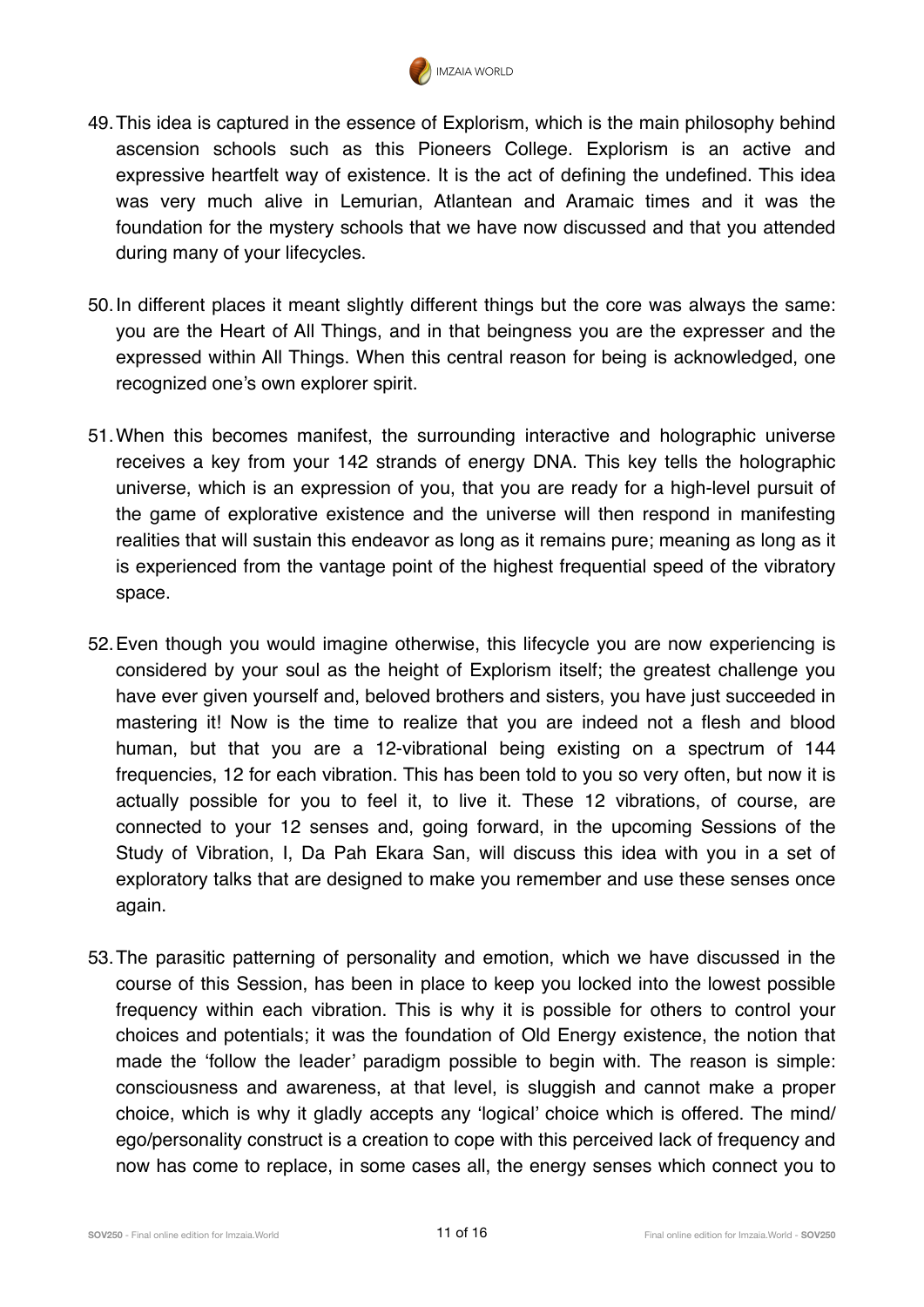49. This idea is captured in the essence of Explorism, which is the main philosophy behind ascension schools such as this Pioneers College. Explorism is an active and expressive heartfelt way of existence. It is the act of defining the undefined. This idea was very much alive in Lemurian, Atlantean and Aramaic times and it was the foundation for the mystery schools that we have now discussed and that you attended during many of your lifecycles.

50. In different places it meant slightly different things but the core was always the same: you are the Heart of All Things, and in that beingness you are the expresser and the expressed within All Things. When this central reason for being is acknowledged, one recognized one's own explorer spirit.

51. When this becomes manifest, the surrounding interactive and holographic universe receives a key from your 142 strands of energy DNA. This key tells the holographic universe, which is an expression of you, that you are ready for a high-level pursuit of the game of explorative existence and the universe will then respond in manifesting realities that will sustain this endeavor as long as it remains pure; meaning as long as it is experienced from the vantage point of the highest frequential speed of the vibratory space.

52. Even though you would imagine otherwise, this lifecycle you are now experiencing is considered by your soul as the height of Explorism itself; the greatest challenge you have ever given yourself and, beloved brothers and sisters, you have just succeeded in mastering it! Now is the time to realize that you are indeed not a flesh and blood human, but that you are a 12-vibrational being existing on a spectrum of 144 frequencies, 12 for each vibration. This has been told to you so very often, but now it is actually possible for you to feel it, to live it. These 12 vibrations, of course, are connected to your 12 senses and, going forward, in the upcoming Sessions of the Study of Vibration, I, Da Pah Ekara San, will discuss this idea with you in a set of exploratory talks that are designed to make you remember and use these senses once again.

53. The parasitic patterning of personality and emotion, which we have discussed in the course of this Session, has been in place to keep you locked into the lowest possible frequency within each vibration. This is why it is possible for others to control your choices and potentials; it was the foundation of Old Energy existence, the notion that made the 'follow the leader' paradigm possible to begin with. The reason is simple: consciousness and awareness, at that level, is sluggish and cannot make a proper choice, which is why it gladly accepts any 'logical' choice which is offered. The mind/ego/personality construct is a creation to cope with this perceived lack of frequency and now has come to replace, in some cases all, the energy senses which connect you to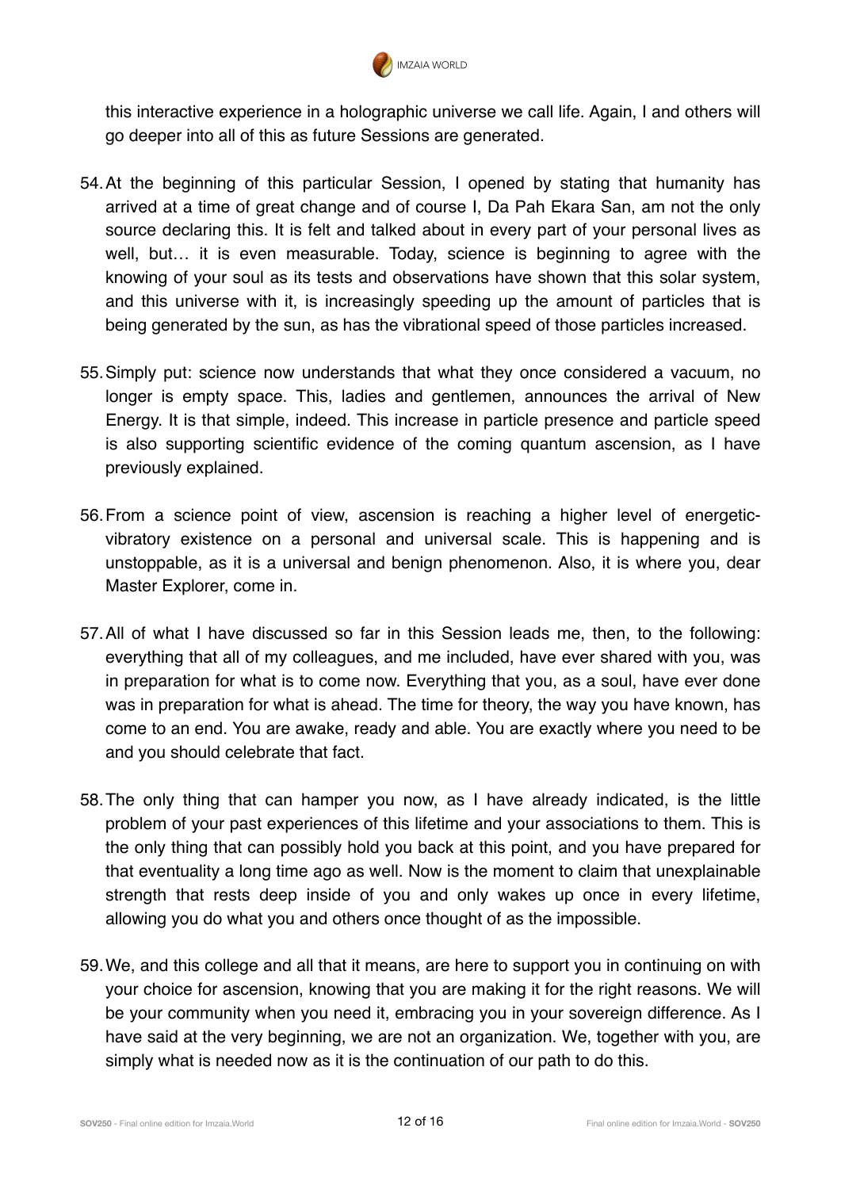this interactive experience in a holographic universe we call life. Again, I and others will go deeper into all of this as future Sessions are generated.

54. At the beginning of this particular Session, I opened by stating that humanity has arrived at a time of great change and of course I, Da Pah Ekara San, am not the only source declaring this. It is felt and talked about in every part of your personal lives as well, but… it is even measurable. Today, science is beginning to agree with the knowing of your soul as its tests and observations have shown that this solar system, and this universe with it, is increasingly speeding up the amount of particles that is being generated by the sun, as has the vibrational speed of those particles increased.

55. Simply put: science now understands that what they once considered a vacuum, no longer is empty space. This, ladies and gentlemen, announces the arrival of New Energy. It is that simple, indeed. This increase in particle presence and particle speed is also supporting scientific evidence of the coming quantum ascension, as I have previously explained.

56. From a science point of view, ascension is reaching a higher level of energetic-vibratory existence on a personal and universal scale. This is happening and is unstoppable, as it is a universal and benign phenomenon. Also, it is where you, dear Master Explorer, come in.

57. All of what I have discussed so far in this Session leads me, then, to the following: everything that all of my colleagues, and me included, have ever shared with you, was in preparation for what is to come now. Everything that you, as a soul, have ever done was in preparation for what is ahead. The time for theory, the way you have known, has come to an end. You are awake, ready and able. You are exactly where you need to be and you should celebrate that fact.

58. The only thing that can hamper you now, as I have already indicated, is the little problem of your past experiences of this lifetime and your associations to them. This is the only thing that can possibly hold you back at this point, and you have prepared for that eventuality a long time ago as well. Now is the moment to claim that unexplainable strength that rests deep inside of you and only wakes up once in every lifetime, allowing you do what you and others once thought of as the impossible.

59. We, and this college and all that it means, are here to support you in continuing on with your choice for ascension, knowing that you are making it for the right reasons. We will be your community when you need it, embracing you in your sovereign difference. As I have said at the very beginning, we are not an organization. We, together with you, are simply what is needed now as it is the continuation of our path to do this.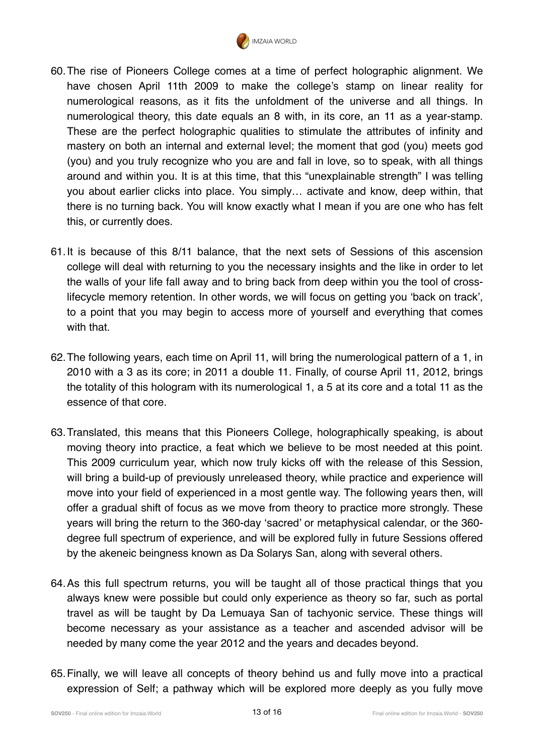60. The rise of Pioneers College comes at a time of perfect holographic alignment. We have chosen April 11th 2009 to make the college's stamp on linear reality for numerological reasons, as it fits the unfoldment of the universe and all things. In numerological theory, this date equals an 8 with, in its core, an 11 as a year-stamp. These are the perfect holographic qualities to stimulate the attributes of infinity and mastery on both an internal and external level; the moment that god (you) meets god (you) and you truly recognize who you are and fall in love, so to speak, with all things around and within you. It is at this time, that this "unexplainable strength" I was telling you about earlier clicks into place. You simply… activate and know, deep within, that there is no turning back. You will know exactly what I mean if you are one who has felt this, or currently does.

61. It is because of this 8/11 balance, that the next sets of Sessions of this ascension college will deal with returning to you the necessary insights and the like in order to let the walls of your life fall away and to bring back from deep within you the tool of cross-lifecycle memory retention. In other words, we will focus on getting you 'back on track', to a point that you may begin to access more of yourself and everything that comes with that.

62. The following years, each time on April 11, will bring the numerological pattern of a 1, in 2010 with a 3 as its core; in 2011 a double 11. Finally, of course April 11, 2012, brings the totality of this hologram with its numerological 1, a 5 at its core and a total 11 as the essence of that core.

63. Translated, this means that this Pioneers College, holographically speaking, is about moving theory into practice, a feat which we believe to be most needed at this point. This 2009 curriculum year, which now truly kicks off with the release of this Session, will bring a build-up of previously unreleased theory, while practice and experience will move into your field of experienced in a most gentle way. The following years then, will offer a gradual shift of focus as we move from theory to practice more strongly. These years will bring the return to the 360-day 'sacred' or metaphysical calendar, or the 360-degree full spectrum of experience, and will be explored fully in future Sessions offered by the akeneic beingness known as Da Solarys San, along with several others.

64. As this full spectrum returns, you will be taught all of those practical things that you always knew were possible but could only experience as theory so far, such as portal travel as will be taught by Da Lemuaya San of tachyonic service. These things will become necessary as your assistance as a teacher and ascended advisor will be needed by many come the year 2012 and the years and decades beyond.

65. Finally, we will leave all concepts of theory behind us and fully move into a practical expression of Self; a pathway which will be explored more deeply as you fully move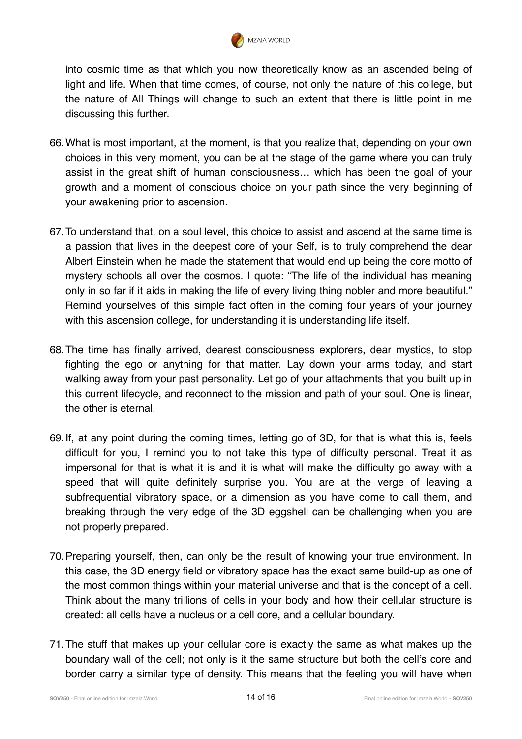into cosmic time as that which you now theoretically know as an ascended being of light and life. When that time comes, of course, not only the nature of this college, but the nature of All Things will change to such an extent that there is little point in me discussing this further.

66. What is most important, at the moment, is that you realize that, depending on your own choices in this very moment, you can be at the stage of the game where you can truly assist in the great shift of human consciousness… which has been the goal of your growth and a moment of conscious choice on your path since the very beginning of your awakening prior to ascension.

67. To understand that, on a soul level, this choice to assist and ascend at the same time is a passion that lives in the deepest core of your Self, is to truly comprehend the dear Albert Einstein when he made the statement that would end up being the core motto of mystery schools all over the cosmos. I quote: "The life of the individual has meaning only in so far if it aids in making the life of every living thing nobler and more beautiful." Remind yourselves of this simple fact often in the coming four years of your journey with this ascension college, for understanding it is understanding life itself.

68. The time has finally arrived, dearest consciousness explorers, dear mystics, to stop fighting the ego or anything for that matter. Lay down your arms today, and start walking away from your past personality. Let go of your attachments that you built up in this current lifecycle, and reconnect to the mission and path of your soul. One is linear, the other is eternal.

69. If, at any point during the coming times, letting go of 3D, for that is what this is, feels difficult for you, I remind you to not take this type of difficulty personal. Treat it as impersonal for that is what it is and it is what will make the difficulty go away with a speed that will quite definitely surprise you. You are at the verge of leaving a subfrequential vibratory space, or a dimension as you have come to call them, and breaking through the very edge of the 3D eggshell can be challenging when you are not properly prepared.

70. Preparing yourself, then, can only be the result of knowing your true environment. In this case, the 3D energy field or vibratory space has the exact same build-up as one of the most common things within your material universe and that is the concept of a cell. Think about the many trillions of cells in your body and how their cellular structure is created: all cells have a nucleus or a cell core, and a cellular boundary.

71. The stuff that makes up your cellular core is exactly the same as what makes up the boundary wall of the cell; not only is it the same structure but both the cell's core and border carry a similar type of density. This means that the feeling you will have when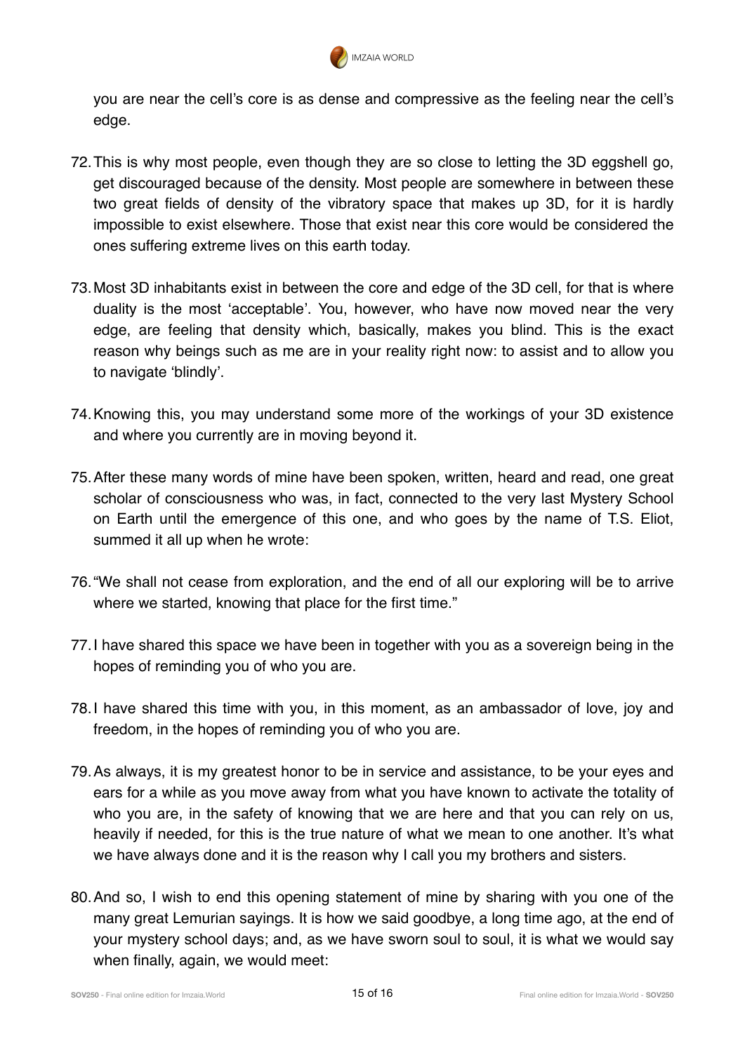you are near the cell's core is as dense and compressive as the feeling near the cell's edge.

72. This is why most people, even though they are so close to letting the 3D eggshell go, get discouraged because of the density. Most people are somewhere in between these two great fields of density of the vibratory space that makes up 3D, for it is hardly impossible to exist elsewhere. Those that exist near this core would be considered the ones suffering extreme lives on this earth today.

73. Most 3D inhabitants exist in between the core and edge of the 3D cell, for that is where duality is the most 'acceptable'. You, however, who have now moved near the very edge, are feeling that density which, basically, makes you blind. This is the exact reason why beings such as me are in your reality right now: to assist and to allow you to navigate 'blindly'.

74. Knowing this, you may understand some more of the workings of your 3D existence and where you currently are in moving beyond it.

75. After these many words of mine have been spoken, written, heard and read, one great scholar of consciousness who was, in fact, connected to the very last Mystery School on Earth until the emergence of this one, and who goes by the name of T.S. Eliot, summed it all up when he wrote:

76. "We shall not cease from exploration, and the end of all our exploring will be to arrive where we started, knowing that place for the first time."

77. I have shared this space we have been in together with you as a sovereign being in the hopes of reminding you of who you are.

78. I have shared this time with you, in this moment, as an ambassador of love, joy and freedom, in the hopes of reminding you of who you are.

79. As always, it is my greatest honor to be in service and assistance, to be your eyes and ears for a while as you move away from what you have known to activate the totality of who you are, in the safety of knowing that we are here and that you can rely on us, heavily if needed, for this is the true nature of what we mean to one another. It's what we have always done and it is the reason why I call you my brothers and sisters.

80. And so, I wish to end this opening statement of mine by sharing with you one of the many great Lemurian sayings. It is how we said goodbye, a long time ago, at the end of your mystery school days; and, as we have sworn soul to soul, it is what we would say when finally, again, we would meet: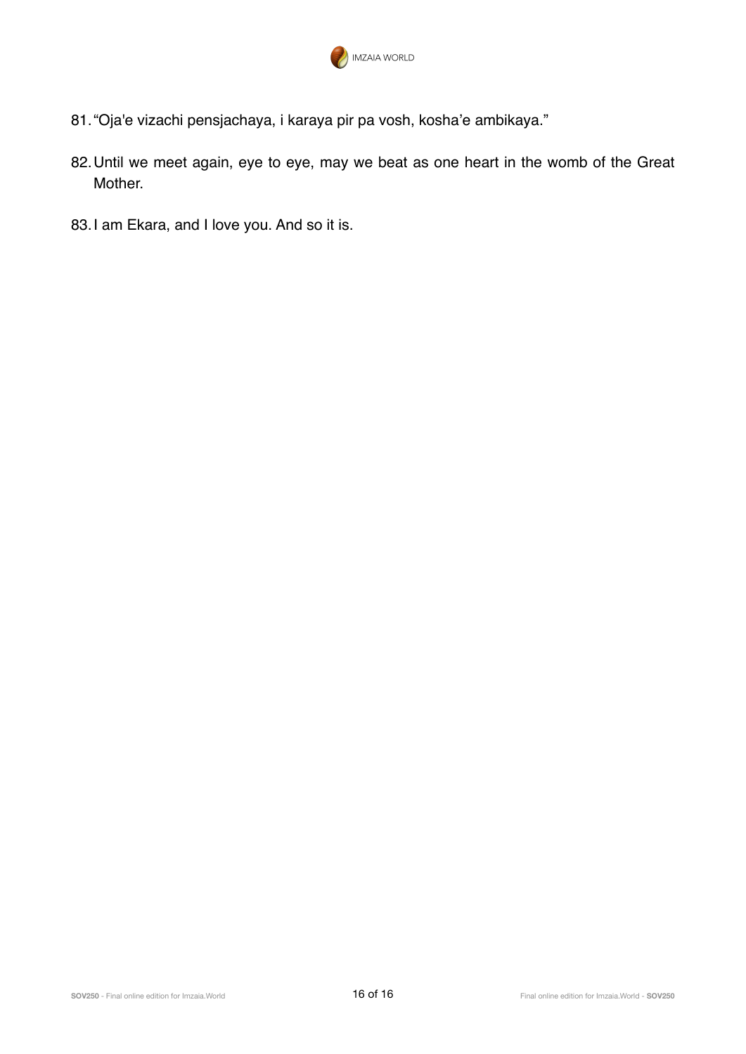81. "Oja'e vizachi pensjachaya, i karaya pir pa vosh, kosha'e ambikaya."

82. Until we meet again, eye to eye, may we beat as one heart in the womb of the Great Mother.

83. I am Ekara, and I love you. And so it is.